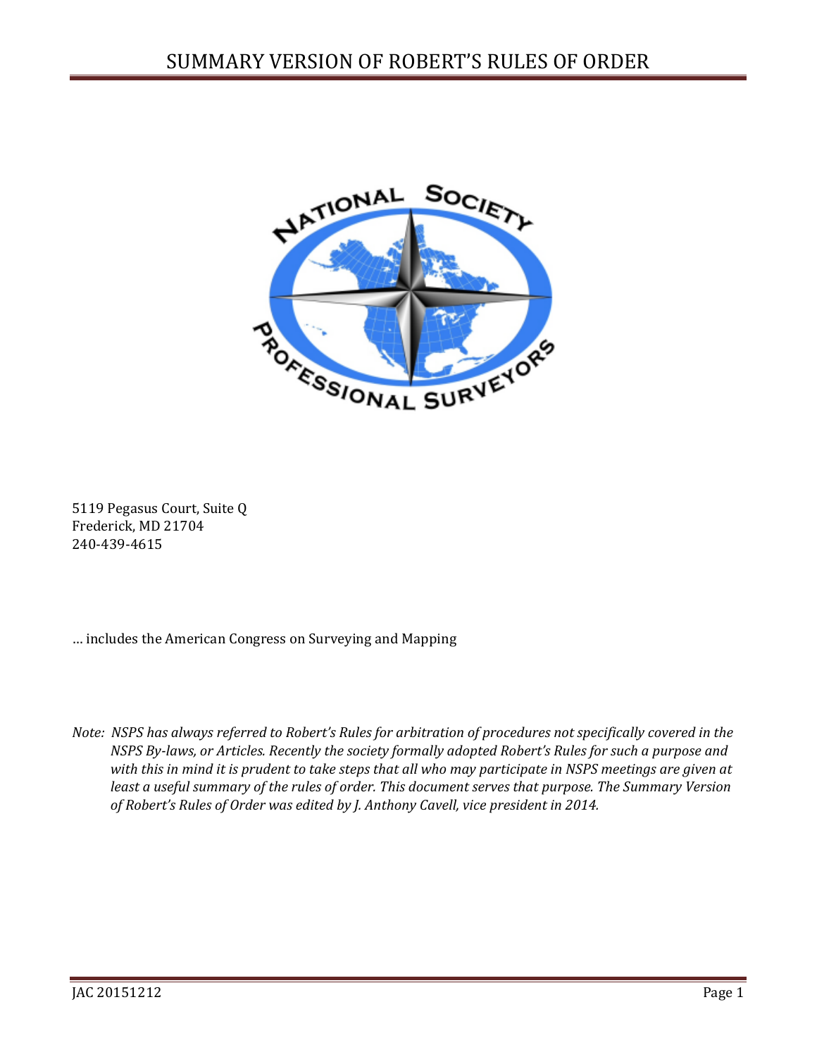# SUMMARY VERSION OF ROBERT'S RULES OF ORDER

5119 Pegasus Court, Suite Q
Frederick, MD 21704
240-439-4615

… includes the American Congress on Surveying and Mapping

*Note: NSPS has always referred to Robert's Rules for arbitration of procedures not specifically covered in the NSPS By-laws, or Articles. Recently the society formally adopted Robert's Rules for such a purpose and with this in mind it is prudent to take steps that all who may participate in NSPS meetings are given at least a useful summary of the rules of order. This document serves that purpose. The Summary Version of Robert's Rules of Order was edited by J. Anthony Cavell, vice president in 2014.*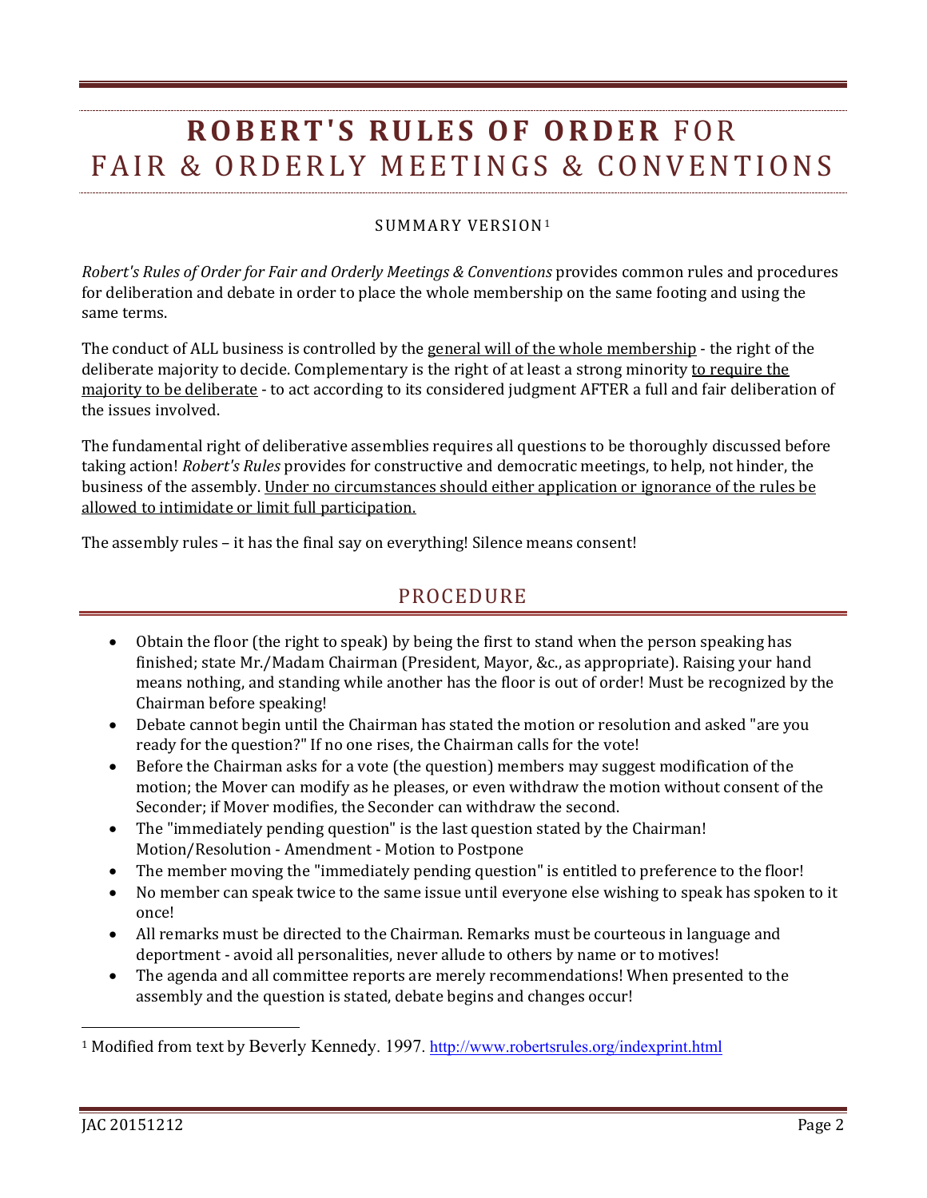# ROBERT'S RULES OF ORDER FOR FAIR & ORDERLY MEETINGS & CONVENTIONS

SUMMARY VERSION[1]

*Robert's Rules of Order for Fair and Orderly Meetings & Conventions* provides common rules and procedures for deliberation and debate in order to place the whole membership on the same footing and using the same terms.

The conduct of ALL business is controlled by the general will of the whole membership - the right of the deliberate majority to decide. Complementary is the right of at least a strong minority to require the majority to be deliberate - to act according to its considered judgment AFTER a full and fair deliberation of the issues involved.

The fundamental right of deliberative assemblies requires all questions to be thoroughly discussed before taking action! *Robert's Rules* provides for constructive and democratic meetings, to help, not hinder, the business of the assembly. Under no circumstances should either application or ignorance of the rules be allowed to intimidate or limit full participation.

The assembly rules – it has the final say on everything! Silence means consent!

## PROCEDURE

- Obtain the floor (the right to speak) by being the first to stand when the person speaking has finished; state Mr./Madam Chairman (President, Mayor, &c., as appropriate). Raising your hand means nothing, and standing while another has the floor is out of order! Must be recognized by the Chairman before speaking!
- Debate cannot begin until the Chairman has stated the motion or resolution and asked "are you ready for the question?" If no one rises, the Chairman calls for the vote!
- Before the Chairman asks for a vote (the question) members may suggest modification of the motion; the Mover can modify as he pleases, or even withdraw the motion without consent of the Seconder; if Mover modifies, the Seconder can withdraw the second.
- The "immediately pending question" is the last question stated by the Chairman! Motion/Resolution - Amendment - Motion to Postpone
- The member moving the "immediately pending question" is entitled to preference to the floor!
- No member can speak twice to the same issue until everyone else wishing to speak has spoken to it once!
- All remarks must be directed to the Chairman. Remarks must be courteous in language and deportment - avoid all personalities, never allude to others by name or to motives!
- The agenda and all committee reports are merely recommendations! When presented to the assembly and the question is stated, debate begins and changes occur!

[1] Modified from text by Beverly Kennedy. 1997. http://www.robertsrules.org/indexprint.html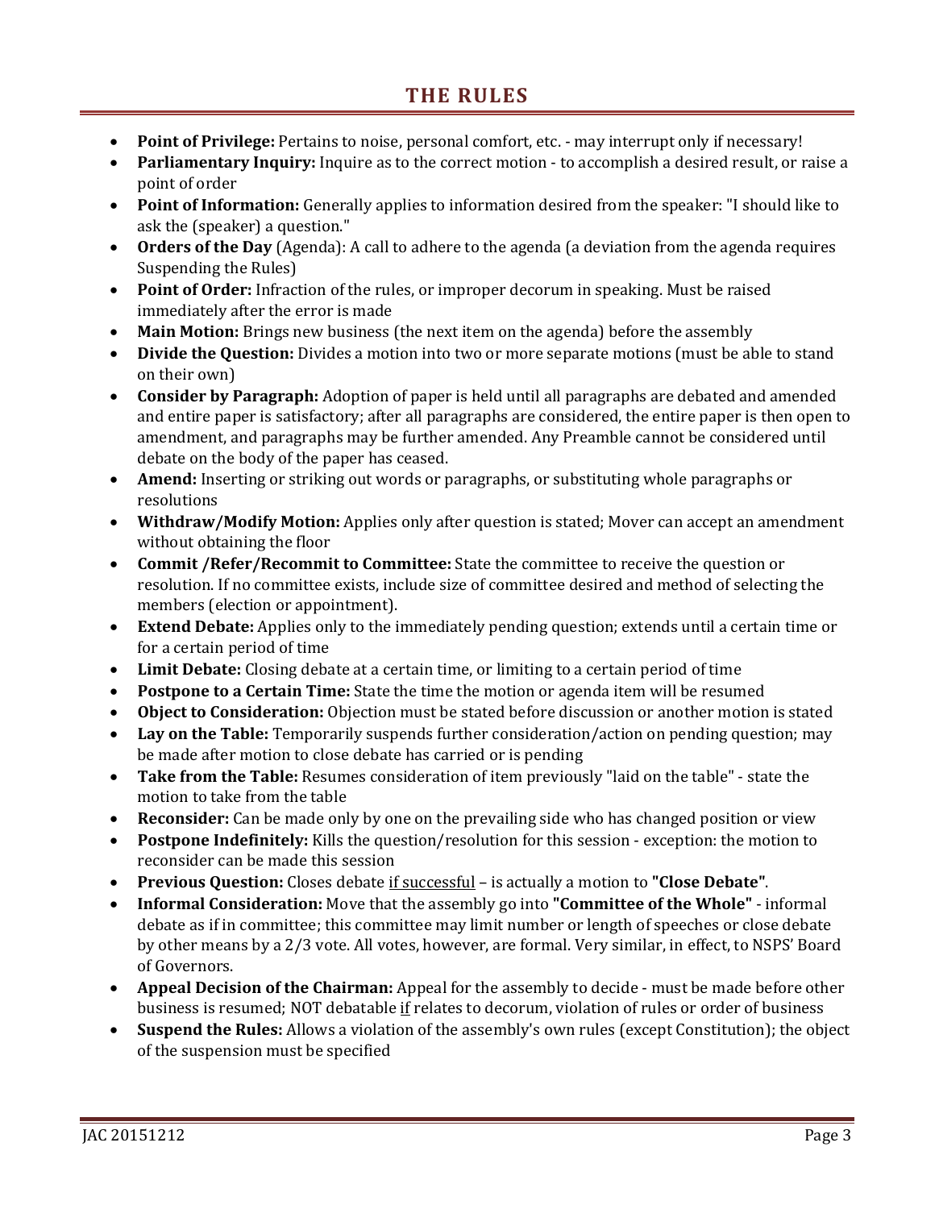## THE RULES

- **Point of Privilege:** Pertains to noise, personal comfort, etc. - may interrupt only if necessary!
- **Parliamentary Inquiry:** Inquire as to the correct motion - to accomplish a desired result, or raise a point of order
- **Point of Information:** Generally applies to information desired from the speaker: "I should like to ask the (speaker) a question."
- **Orders of the Day** (Agenda): A call to adhere to the agenda (a deviation from the agenda requires Suspending the Rules)
- **Point of Order:** Infraction of the rules, or improper decorum in speaking. Must be raised immediately after the error is made
- **Main Motion:** Brings new business (the next item on the agenda) before the assembly
- **Divide the Question:** Divides a motion into two or more separate motions (must be able to stand on their own)
- **Consider by Paragraph:** Adoption of paper is held until all paragraphs are debated and amended and entire paper is satisfactory; after all paragraphs are considered, the entire paper is then open to amendment, and paragraphs may be further amended. Any Preamble cannot be considered until debate on the body of the paper has ceased.
- **Amend:** Inserting or striking out words or paragraphs, or substituting whole paragraphs or resolutions
- **Withdraw/Modify Motion:** Applies only after question is stated; Mover can accept an amendment without obtaining the floor
- **Commit /Refer/Recommit to Committee:** State the committee to receive the question or resolution. If no committee exists, include size of committee desired and method of selecting the members (election or appointment).
- **Extend Debate:** Applies only to the immediately pending question; extends until a certain time or for a certain period of time
- **Limit Debate:** Closing debate at a certain time, or limiting to a certain period of time
- **Postpone to a Certain Time:** State the time the motion or agenda item will be resumed
- **Object to Consideration:** Objection must be stated before discussion or another motion is stated
- **Lay on the Table:** Temporarily suspends further consideration/action on pending question; may be made after motion to close debate has carried or is pending
- **Take from the Table:** Resumes consideration of item previously "laid on the table" - state the motion to take from the table
- **Reconsider:** Can be made only by one on the prevailing side who has changed position or view
- **Postpone Indefinitely:** Kills the question/resolution for this session - exception: the motion to reconsider can be made this session
- **Previous Question:** Closes debate <u>if successful</u> – is actually a motion to **"Close Debate"**.
- **Informal Consideration:** Move that the assembly go into **"Committee of the Whole"** - informal debate as if in committee; this committee may limit number or length of speeches or close debate by other means by a 2/3 vote. All votes, however, are formal. Very similar, in effect, to NSPS' Board of Governors.
- **Appeal Decision of the Chairman:** Appeal for the assembly to decide - must be made before other business is resumed; NOT debatable <u>if</u> relates to decorum, violation of rules or order of business
- **Suspend the Rules:** Allows a violation of the assembly's own rules (except Constitution); the object of the suspension must be specified